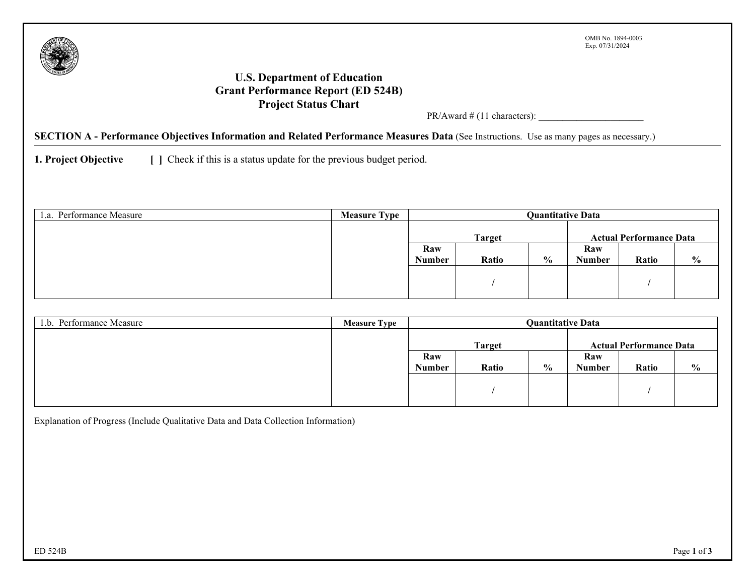OMB No. 1894-0003
Exp. 07/31/2024

# U.S. Department of Education
# Grant Performance Report (ED 524B)
# Project Status Chart

PR/Award # (11 characters): _______________________

**SECTION A - Performance Objectives Information and Related Performance Measures Data** (See Instructions. Use as many pages as necessary.)

**1. Project Objective** [ ] Check if this is a status update for the previous budget period.

| 1.a. Performance Measure | **Measure Type** | **Quantitative Data** | | | | | |
|---|---|---|---|---|---|---|---|
| | | **Target** | | | **Actual Performance Data** | | |
| | | **Raw Number** | **Ratio** | **%** | **Raw Number** | **Ratio** | **%** |
| | | | / | | | / | |

| 1.b. Performance Measure | **Measure Type** | **Quantitative Data** | | | | | |
|---|---|---|---|---|---|---|---|
| | | **Target** | | | **Actual Performance Data** | | |
| | | **Raw Number** | **Ratio** | **%** | **Raw Number** | **Ratio** | **%** |
| | | | / | | | / | |

Explanation of Progress (Include Qualitative Data and Data Collection Information)

ED 524B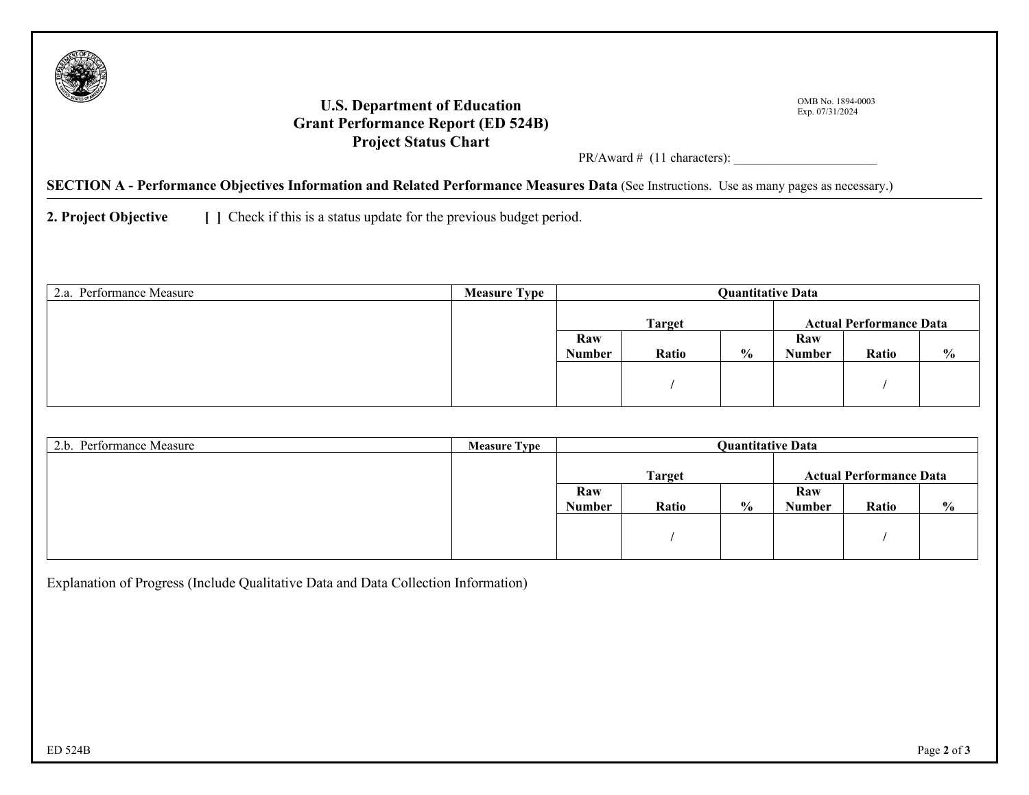# U.S. Department of Education
## Grant Performance Report (ED 524B)
## Project Status Chart

OMB No. 1894-0003
Exp. 07/31/2024

PR/Award # (11 characters): ______________________

**SECTION A - Performance Objectives Information and Related Performance Measures Data** (See Instructions. Use as many pages as necessary.)

**2. Project Objective** **[ ]** Check if this is a status update for the previous budget period.

| 2.a. Performance Measure | **Measure Type** | **Quantitative Data** | | | | | |
|---|---|---|---|---|---|---|---|
| | | **Target** | | | **Actual Performance Data** | | |
| | | **Raw Number** | **Ratio** | **%** | **Raw Number** | **Ratio** | **%** |
| | | | / | | | / | |

| 2.b. Performance Measure | **Measure Type** | **Quantitative Data** | | | | | |
|---|---|---|---|---|---|---|---|
| | | **Target** | | | **Actual Performance Data** | | |
| | | **Raw Number** | **Ratio** | **%** | **Raw Number** | **Ratio** | **%** |
| | | | / | | | / | |

Explanation of Progress (Include Qualitative Data and Data Collection Information)

ED 524B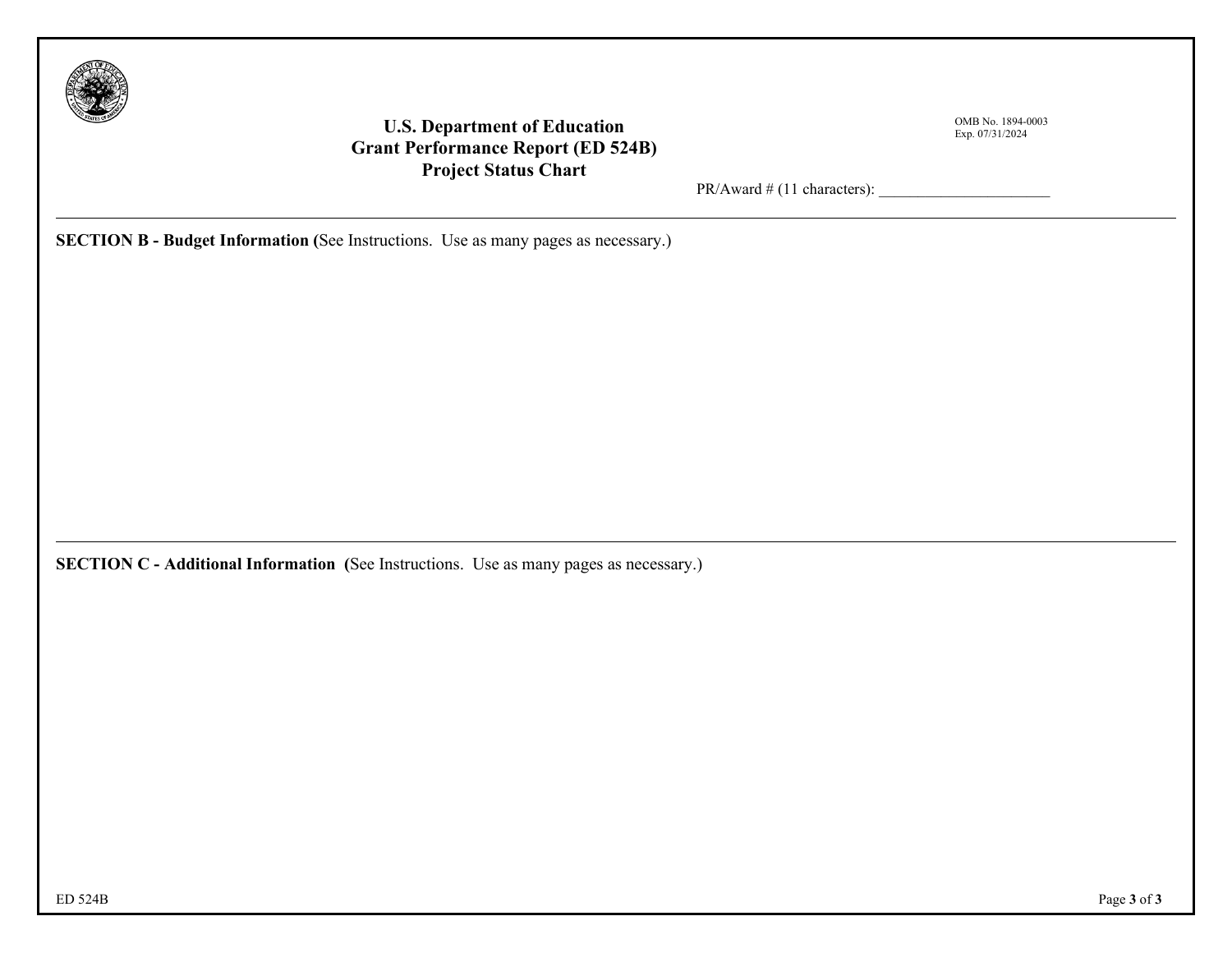**U.S. Department of Education**
**Grant Performance Report (ED 524B)**
**Project Status Chart**

OMB No. 1894-0003
Exp. 07/31/2024

PR/Award # (11 characters): ______________________

**SECTION B - Budget Information (**See Instructions. Use as many pages as necessary.)

**SECTION C - Additional Information (**See Instructions. Use as many pages as necessary.)

ED 524B